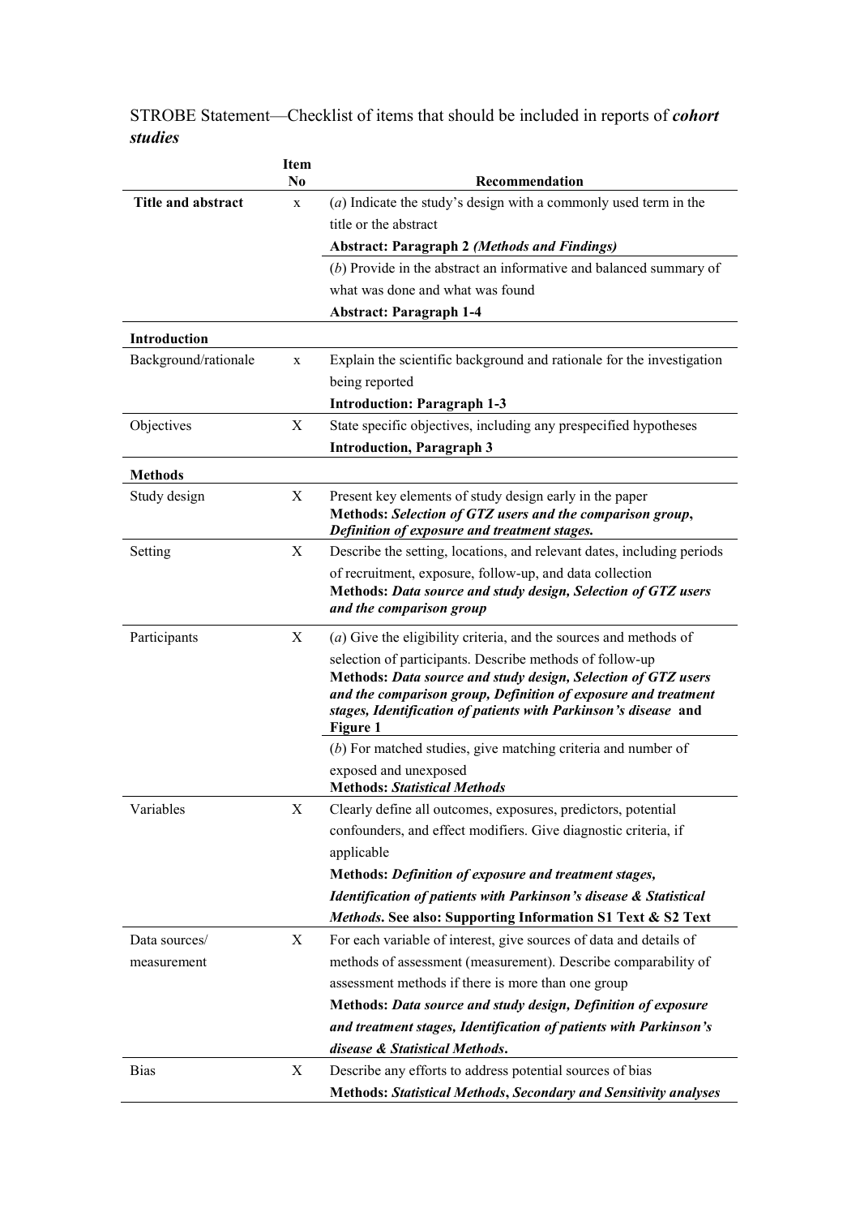STROBE Statement—Checklist of items that should be included in reports of ***cohort studies***

| | Item No | Recommendation |
|---|---|---|
| **Title and abstract** | x | (*a*) Indicate the study's design with a commonly used term in the title or the abstract<br>**Abstract: Paragraph 2 *(Methods and Findings)*** |
| | | (*b*) Provide in the abstract an informative and balanced summary of what was done and what was found<br>**Abstract: Paragraph 1-4** |
| **Introduction** | | |
| Background/rationale | x | Explain the scientific background and rationale for the investigation being reported<br>**Introduction: Paragraph 1-3** |
| Objectives | X | State specific objectives, including any prespecified hypotheses<br>**Introduction, Paragraph 3** |
| **Methods** | | |
| Study design | X | Present key elements of study design early in the paper<br>**Methods: *Selection of GTZ users and the comparison group*, *Definition of exposure and treatment stages.*** |
| Setting | X | Describe the setting, locations, and relevant dates, including periods of recruitment, exposure, follow-up, and data collection<br>**Methods: *Data source and study design, Selection of GTZ users and the comparison group*** |
| Participants | X | (*a*) Give the eligibility criteria, and the sources and methods of selection of participants. Describe methods of follow-up<br>**Methods: *Data source and study design, Selection of GTZ users and the comparison group, Definition of exposure and treatment stages, Identification of patients with Parkinson's disease* and Figure 1** |
| | | (*b*) For matched studies, give matching criteria and number of exposed and unexposed<br>**Methods: *Statistical Methods*** |
| Variables | X | Clearly define all outcomes, exposures, predictors, potential confounders, and effect modifiers. Give diagnostic criteria, if applicable<br>**Methods: *Definition of exposure and treatment stages, Identification of patients with Parkinson's disease & Statistical Methods*. See also: Supporting Information S1 Text & S2 Text** |
| Data sources/ measurement | X | For each variable of interest, give sources of data and details of methods of assessment (measurement). Describe comparability of assessment methods if there is more than one group<br>**Methods: *Data source and study design, Definition of exposure and treatment stages, Identification of patients with Parkinson's disease & Statistical Methods*.** |
| Bias | X | Describe any efforts to address potential sources of bias<br>**Methods: *Statistical Methods*, *Secondary and Sensitivity analyses*** |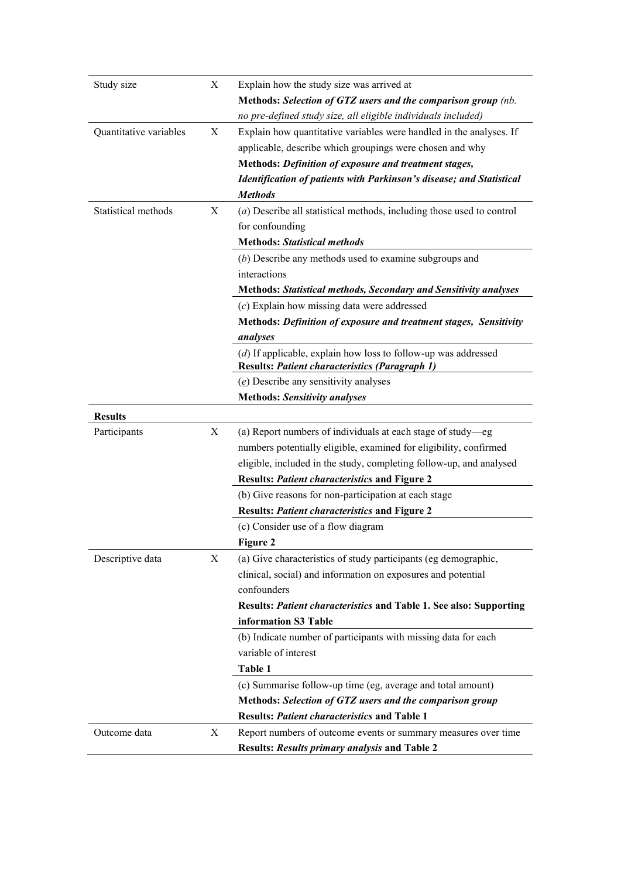| | | |
|---|---|---|
| Study size | X | Explain how the study size was arrived at<br>**Methods: *Selection of GTZ users and the comparison group*** *(nb. no pre-defined study size, all eligible individuals included)* |
| Quantitative variables | X | Explain how quantitative variables were handled in the analyses. If applicable, describe which groupings were chosen and why<br>**Methods: *Definition of exposure and treatment stages, Identification of patients with Parkinson's disease; and Statistical Methods*** |
| Statistical methods | X | (*a*) Describe all statistical methods, including those used to control for confounding<br>**Methods: *Statistical methods*** |
| | | (*b*) Describe any methods used to examine subgroups and interactions<br>**Methods: *Statistical methods, Secondary and Sensitivity analyses*** |
| | | (*c*) Explain how missing data were addressed<br>**Methods: *Definition of exposure and treatment stages, Sensitivity analyses*** |
| | | (*d*) If applicable, explain how loss to follow-up was addressed<br>**Results: *Patient characteristics (Paragraph 1)*** |
| | | (*e*) Describe any sensitivity analyses<br>**Methods: *Sensitivity analyses*** |
| **Results** | | |
| Participants | X | (a) Report numbers of individuals at each stage of study—eg numbers potentially eligible, examined for eligibility, confirmed eligible, included in the study, completing follow-up, and analysed<br>**Results: *Patient characteristics* and Figure 2** |
| | | (b) Give reasons for non-participation at each stage<br>**Results: *Patient characteristics* and Figure 2** |
| | | (c) Consider use of a flow diagram<br>**Figure 2** |
| Descriptive data | X | (a) Give characteristics of study participants (eg demographic, clinical, social) and information on exposures and potential confounders<br>**Results: *Patient characteristics* and Table 1. See also: Supporting information S3 Table** |
| | | (b) Indicate number of participants with missing data for each variable of interest<br>**Table 1** |
| | | (c) Summarise follow-up time (eg, average and total amount)<br>**Methods: *Selection of GTZ users and the comparison group***<br>**Results: *Patient characteristics* and Table 1** |
| Outcome data | X | Report numbers of outcome events or summary measures over time<br>**Results: *Results primary analysis* and Table 2** |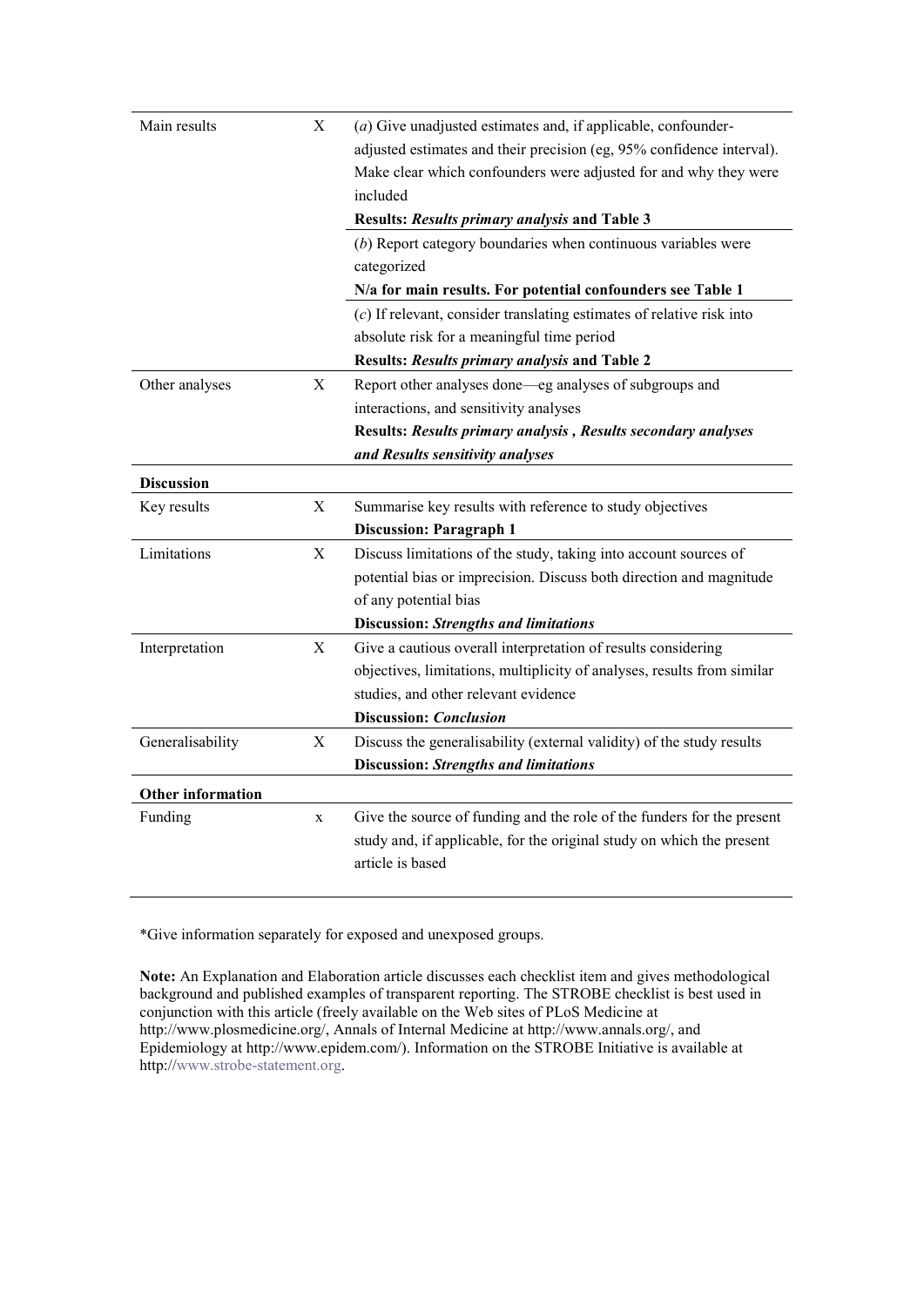| | | |
|---|---|---|
| Main results | X | (*a*) Give unadjusted estimates and, if applicable, confounder-adjusted estimates and their precision (eg, 95% confidence interval). Make clear which confounders were adjusted for and why they were included<br>**Results: *Results primary analysis* and Table 3** |
| | | (*b*) Report category boundaries when continuous variables were categorized<br>**N/a for main results. For potential confounders see Table 1** |
| | | (*c*) If relevant, consider translating estimates of relative risk into absolute risk for a meaningful time period<br>**Results: *Results primary analysis* and Table 2** |
| Other analyses | X | Report other analyses done—eg analyses of subgroups and interactions, and sensitivity analyses<br>**Results: *Results primary analysis* , *Results secondary analyses* and *Results sensitivity analyses*** |
| **Discussion** | | |
| Key results | X | Summarise key results with reference to study objectives<br>**Discussion: Paragraph 1** |
| Limitations | X | Discuss limitations of the study, taking into account sources of potential bias or imprecision. Discuss both direction and magnitude of any potential bias<br>**Discussion: *Strengths and limitations*** |
| Interpretation | X | Give a cautious overall interpretation of results considering objectives, limitations, multiplicity of analyses, results from similar studies, and other relevant evidence<br>**Discussion: *Conclusion*** |
| Generalisability | X | Discuss the generalisability (external validity) of the study results<br>**Discussion: *Strengths and limitations*** |
| **Other information** | | |
| Funding | x | Give the source of funding and the role of the funders for the present study and, if applicable, for the original study on which the present article is based |

*Give information separately for exposed and unexposed groups.

**Note:** An Explanation and Elaboration article discusses each checklist item and gives methodological background and published examples of transparent reporting. The STROBE checklist is best used in conjunction with this article (freely available on the Web sites of PLoS Medicine at http://www.plosmedicine.org/, Annals of Internal Medicine at http://www.annals.org/, and Epidemiology at http://www.epidem.com/). Information on the STROBE Initiative is available at http://www.strobe-statement.org.